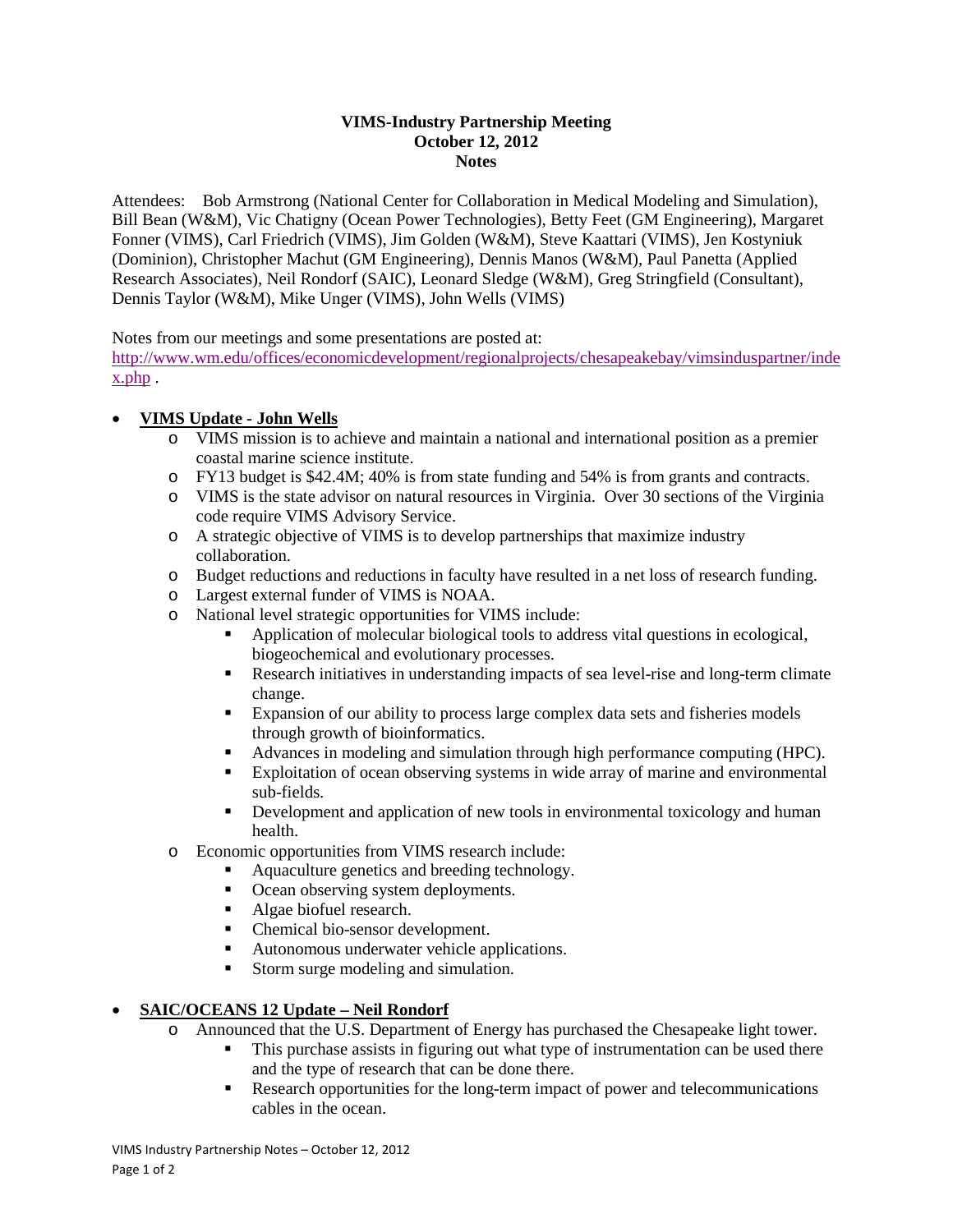# VIMS-Industry Partnership Meeting
## October 12, 2012
## Notes

Attendees: Bob Armstrong (National Center for Collaboration in Medical Modeling and Simulation), Bill Bean (W&M), Vic Chatigny (Ocean Power Technologies), Betty Feet (GM Engineering), Margaret Fonner (VIMS), Carl Friedrich (VIMS), Jim Golden (W&M), Steve Kaattari (VIMS), Jen Kostyniuk (Dominion), Christopher Machut (GM Engineering), Dennis Manos (W&M), Paul Panetta (Applied Research Associates), Neil Rondorf (SAIC), Leonard Sledge (W&M), Greg Stringfield (Consultant), Dennis Taylor (W&M), Mike Unger (VIMS), John Wells (VIMS)

Notes from our meetings and some presentations are posted at: [http://www.wm.edu/offices/economicdevelopment/regionalprojects/chesapeakebay/vimsinduspartner/index.php](http://www.wm.edu/offices/economicdevelopment/regionalprojects/chesapeakebay/vimsinduspartner/index.php) .

- **VIMS Update - John Wells**
  - VIMS mission is to achieve and maintain a national and international position as a premier coastal marine science institute.
  - FY13 budget is $42.4M; 40% is from state funding and 54% is from grants and contracts.
  - VIMS is the state advisor on natural resources in Virginia. Over 30 sections of the Virginia code require VIMS Advisory Service.
  - A strategic objective of VIMS is to develop partnerships that maximize industry collaboration.
  - Budget reductions and reductions in faculty have resulted in a net loss of research funding.
  - Largest external funder of VIMS is NOAA.
  - National level strategic opportunities for VIMS include:
    - Application of molecular biological tools to address vital questions in ecological, biogeochemical and evolutionary processes.
    - Research initiatives in understanding impacts of sea level-rise and long-term climate change.
    - Expansion of our ability to process large complex data sets and fisheries models through growth of bioinformatics.
    - Advances in modeling and simulation through high performance computing (HPC).
    - Exploitation of ocean observing systems in wide array of marine and environmental sub-fields.
    - Development and application of new tools in environmental toxicology and human health.
  - Economic opportunities from VIMS research include:
    - Aquaculture genetics and breeding technology.
    - Ocean observing system deployments.
    - Algae biofuel research.
    - Chemical bio-sensor development.
    - Autonomous underwater vehicle applications.
    - Storm surge modeling and simulation.

- **SAIC/OCEANS 12 Update – Neil Rondorf**
  - Announced that the U.S. Department of Energy has purchased the Chesapeake light tower.
    - This purchase assists in figuring out what type of instrumentation can be used there and the type of research that can be done there.
    - Research opportunities for the long-term impact of power and telecommunications cables in the ocean.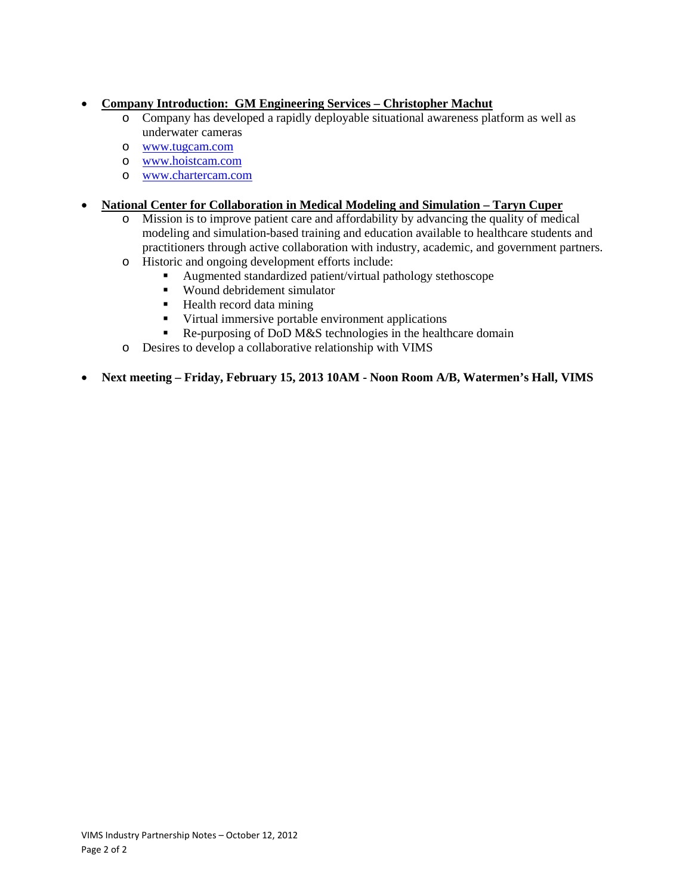- **<u>Company Introduction: GM Engineering Services – Christopher Machut</u>**
  - Company has developed a rapidly deployable situational awareness platform as well as underwater cameras
  - www.tugcam.com
  - www.hoistcam.com
  - www.chartercam.com

- **<u>National Center for Collaboration in Medical Modeling and Simulation – Taryn Cuper</u>**
  - Mission is to improve patient care and affordability by advancing the quality of medical modeling and simulation-based training and education available to healthcare students and practitioners through active collaboration with industry, academic, and government partners.
  - Historic and ongoing development efforts include:
    - Augmented standardized patient/virtual pathology stethoscope
    - Wound debridement simulator
    - Health record data mining
    - Virtual immersive portable environment applications
    - Re-purposing of DoD M&S technologies in the healthcare domain
  - Desires to develop a collaborative relationship with VIMS

- **Next meeting – Friday, February 15, 2013 10AM - Noon Room A/B, Watermen's Hall, VIMS**